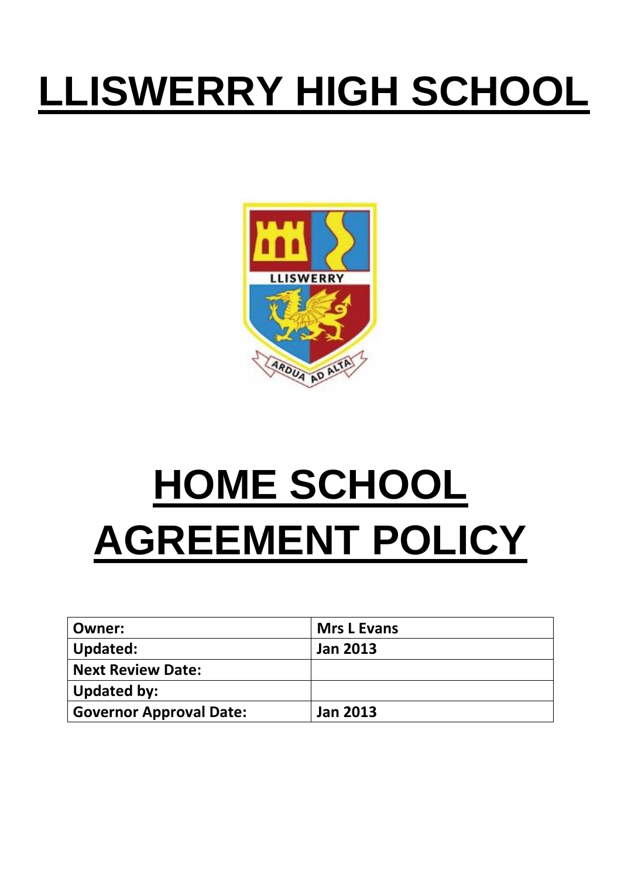# LLISWERRY HIGH SCHOOL

# HOME SCHOOL AGREEMENT POLICY

| Owner: | Mrs L Evans |
|---|---|
| Updated: | Jan 2013 |
| Next Review Date: | |
| Updated by: | |
| Governor Approval Date: | Jan 2013 |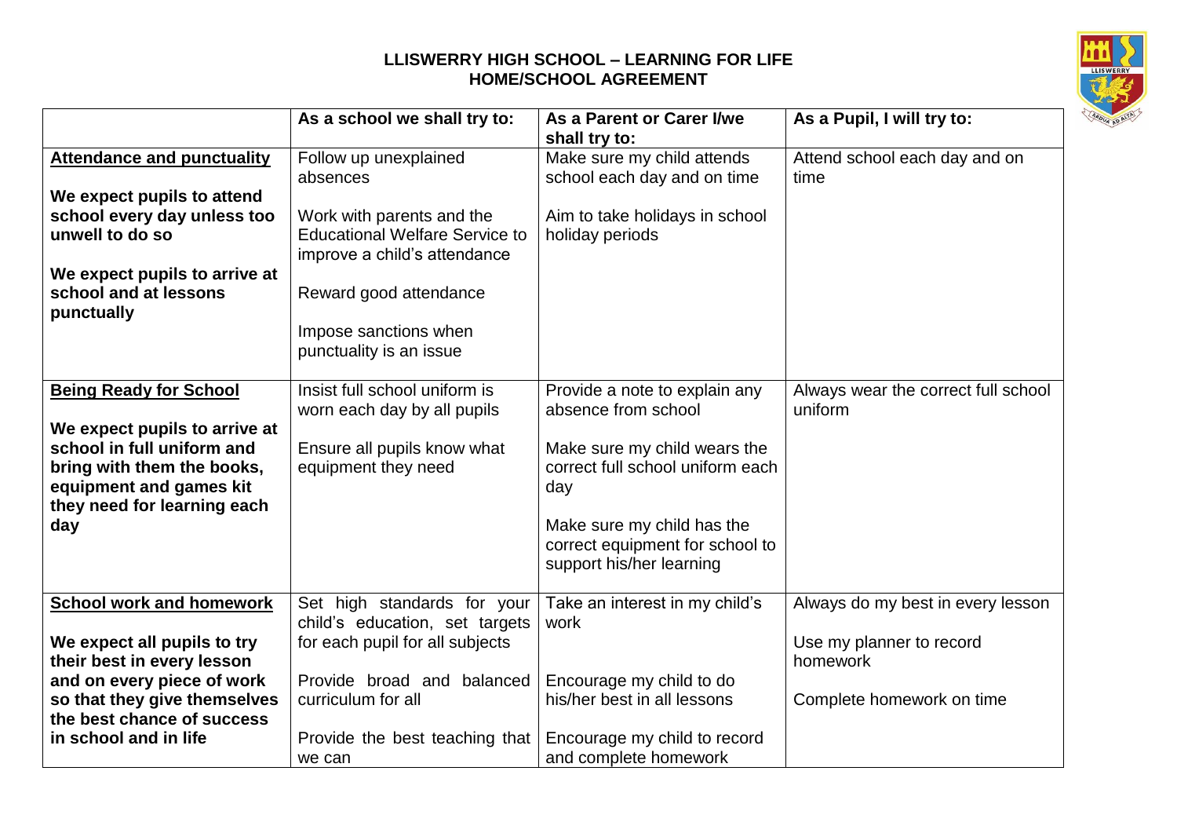# LLISWERRY HIGH SCHOOL – LEARNING FOR LIFE
## HOME/SCHOOL AGREEMENT

| | As a school we shall try to: | As a Parent or Carer I/we shall try to: | As a Pupil, I will try to: |
|---|---|---|---|
| **Attendance and punctuality**<br><br>**We expect pupils to attend school every day unless too unwell to do so**<br><br>**We expect pupils to arrive at school and at lessons punctually** | Follow up unexplained absences<br><br>Work with parents and the Educational Welfare Service to improve a child's attendance<br><br>Reward good attendance<br><br>Impose sanctions when punctuality is an issue | Make sure my child attends school each day and on time<br><br>Aim to take holidays in school holiday periods | Attend school each day and on time |
| **Being Ready for School**<br><br>**We expect pupils to arrive at school in full uniform and bring with them the books, equipment and games kit they need for learning each day** | Insist full school uniform is worn each day by all pupils<br><br>Ensure all pupils know what equipment they need | Provide a note to explain any absence from school<br><br>Make sure my child wears the correct full school uniform each day<br><br>Make sure my child has the correct equipment for school to support his/her learning | Always wear the correct full school uniform |
| **School work and homework**<br><br>**We expect all pupils to try their best in every lesson and on every piece of work so that they give themselves the best chance of success in school and in life** | Set high standards for your child's education, set targets for each pupil for all subjects<br><br>Provide broad and balanced curriculum for all<br><br>Provide the best teaching that we can | Take an interest in my child's work<br><br>Encourage my child to do his/her best in all lessons<br><br>Encourage my child to record and complete homework | Always do my best in every lesson<br><br>Use my planner to record homework<br><br>Complete homework on time |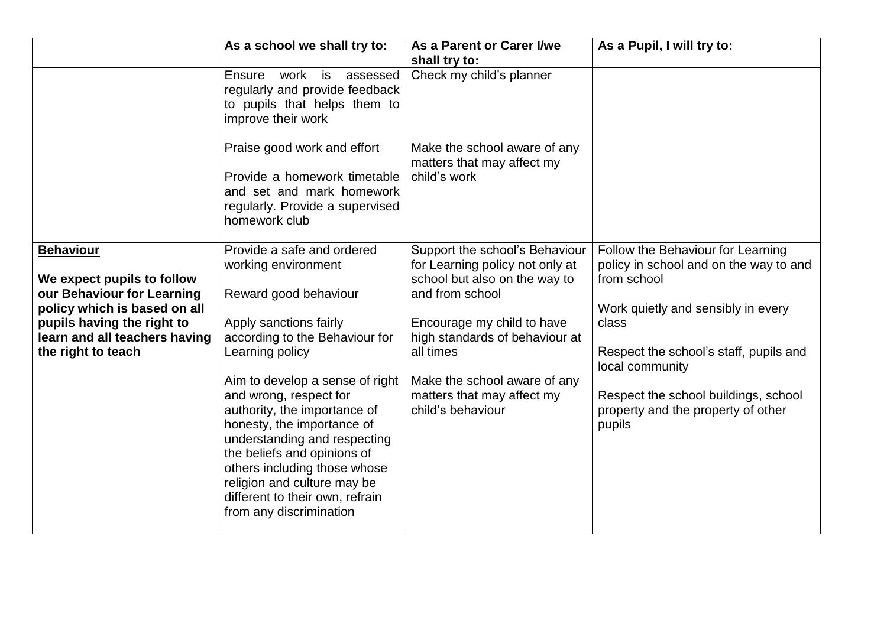| | As a school we shall try to: | As a Parent or Carer I/we shall try to: | As a Pupil, I will try to: |
|---|---|---|---|
| | Ensure work is assessed regularly and provide feedback to pupils that helps them to improve their work<br><br>Praise good work and effort<br><br>Provide a homework timetable and set and mark homework regularly. Provide a supervised homework club | Check my child's planner<br><br>Make the school aware of any matters that may affect my child's work | |
| **<u>Behaviour</u>**<br><br>**We expect pupils to follow our Behaviour for Learning policy which is based on all pupils having the right to learn and all teachers having the right to teach** | Provide a safe and ordered working environment<br><br>Reward good behaviour<br><br>Apply sanctions fairly according to the Behaviour for Learning policy<br><br>Aim to develop a sense of right and wrong, respect for authority, the importance of honesty, the importance of understanding and respecting the beliefs and opinions of others including those whose religion and culture may be different to their own, refrain from any discrimination | Support the school's Behaviour for Learning policy not only at school but also on the way to and from school<br><br>Encourage my child to have high standards of behaviour at all times<br><br>Make the school aware of any matters that may affect my child's behaviour | Follow the Behaviour for Learning policy in school and on the way to and from school<br><br>Work quietly and sensibly in every class<br><br>Respect the school's staff, pupils and local community<br><br>Respect the school buildings, school property and the property of other pupils |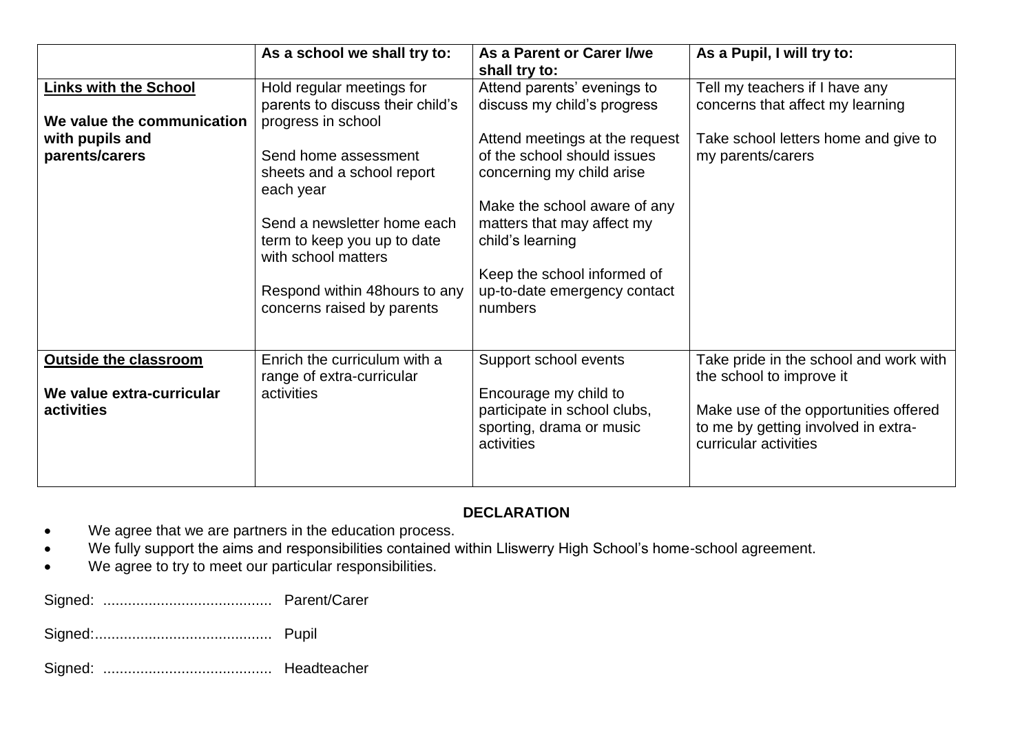| | As a school we shall try to: | As a Parent or Carer I/we shall try to: | As a Pupil, I will try to: |
|---|---|---|---|
| **Links with the School**<br><br>**We value the communication with pupils and parents/carers** | Hold regular meetings for parents to discuss their child's progress in school<br><br>Send home assessment sheets and a school report each year<br><br>Send a newsletter home each term to keep you up to date with school matters<br><br>Respond within 48hours to any concerns raised by parents | Attend parents' evenings to discuss my child's progress<br><br>Attend meetings at the request of the school should issues concerning my child arise<br><br>Make the school aware of any matters that may affect my child's learning<br><br>Keep the school informed of up-to-date emergency contact numbers | Tell my teachers if I have any concerns that affect my learning<br><br>Take school letters home and give to my parents/carers |
| **Outside the classroom**<br><br>**We value extra-curricular activities** | Enrich the curriculum with a range of extra-curricular activities | Support school events<br><br>Encourage my child to participate in school clubs, sporting, drama or music activities | Take pride in the school and work with the school to improve it<br><br>Make use of the opportunities offered to me by getting involved in extra-curricular activities |

**DECLARATION**

- We agree that we are partners in the education process.
- We fully support the aims and responsibilities contained within Lliswerry High School's home-school agreement.
- We agree to try to meet our particular responsibilities.

Signed: ......................................... Parent/Carer

Signed:........................................... Pupil

Signed: ......................................... Headteacher